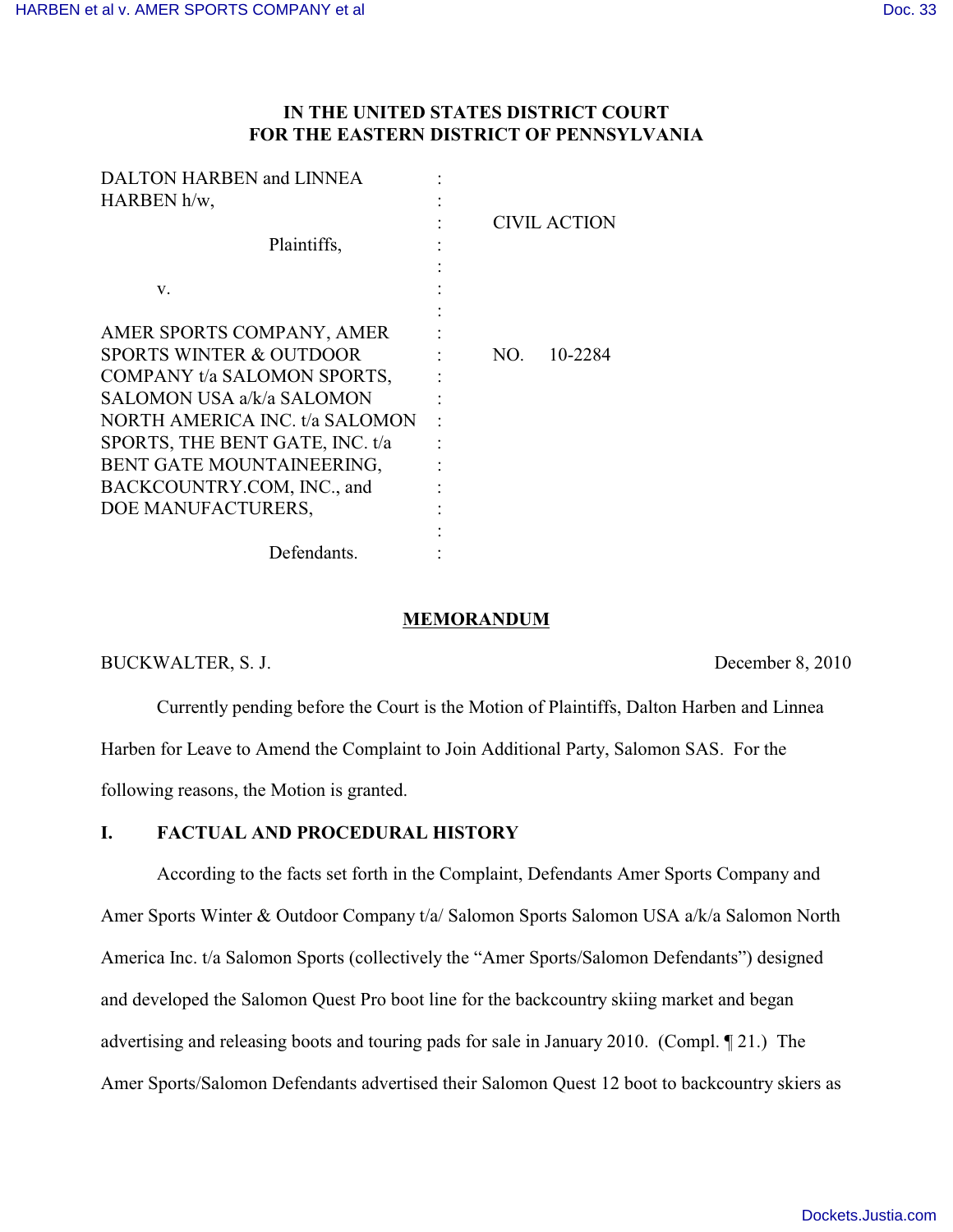**IN THE UNITED STATES DISTRICT COURT**
**FOR THE EASTERN DISTRICT OF PENNSYLVANIA**

| | | |
|---|---|---|
| DALTON HARBEN and LINNEA HARBEN h/w, | : | |
| | : | CIVIL ACTION |
| Plaintiffs, | : | |
| | : | |
| v. | : | |
| | : | |
| AMER SPORTS COMPANY, AMER SPORTS WINTER & OUTDOOR COMPANY t/a SALOMON SPORTS, SALOMON USA a/k/a SALOMON NORTH AMERICA INC. t/a SALOMON SPORTS, THE BENT GATE, INC. t/a BENT GATE MOUNTAINEERING, BACKCOUNTRY.COM, INC., and DOE MANUFACTURERS, | : | NO. 10-2284 |
| | : | |
| Defendants. | : | |

**MEMORANDUM**

BUCKWALTER, S. J. December 8, 2010

Currently pending before the Court is the Motion of Plaintiffs, Dalton Harben and Linnea Harben for Leave to Amend the Complaint to Join Additional Party, Salomon SAS. For the following reasons, the Motion is granted.

## I. FACTUAL AND PROCEDURAL HISTORY

According to the facts set forth in the Complaint, Defendants Amer Sports Company and Amer Sports Winter & Outdoor Company t/a/ Salomon Sports Salomon USA a/k/a Salomon North America Inc. t/a Salomon Sports (collectively the "Amer Sports/Salomon Defendants") designed and developed the Salomon Quest Pro boot line for the backcountry skiing market and began advertising and releasing boots and touring pads for sale in January 2010. (Compl. ¶ 21.) The Amer Sports/Salomon Defendants advertised their Salomon Quest 12 boot to backcountry skiers as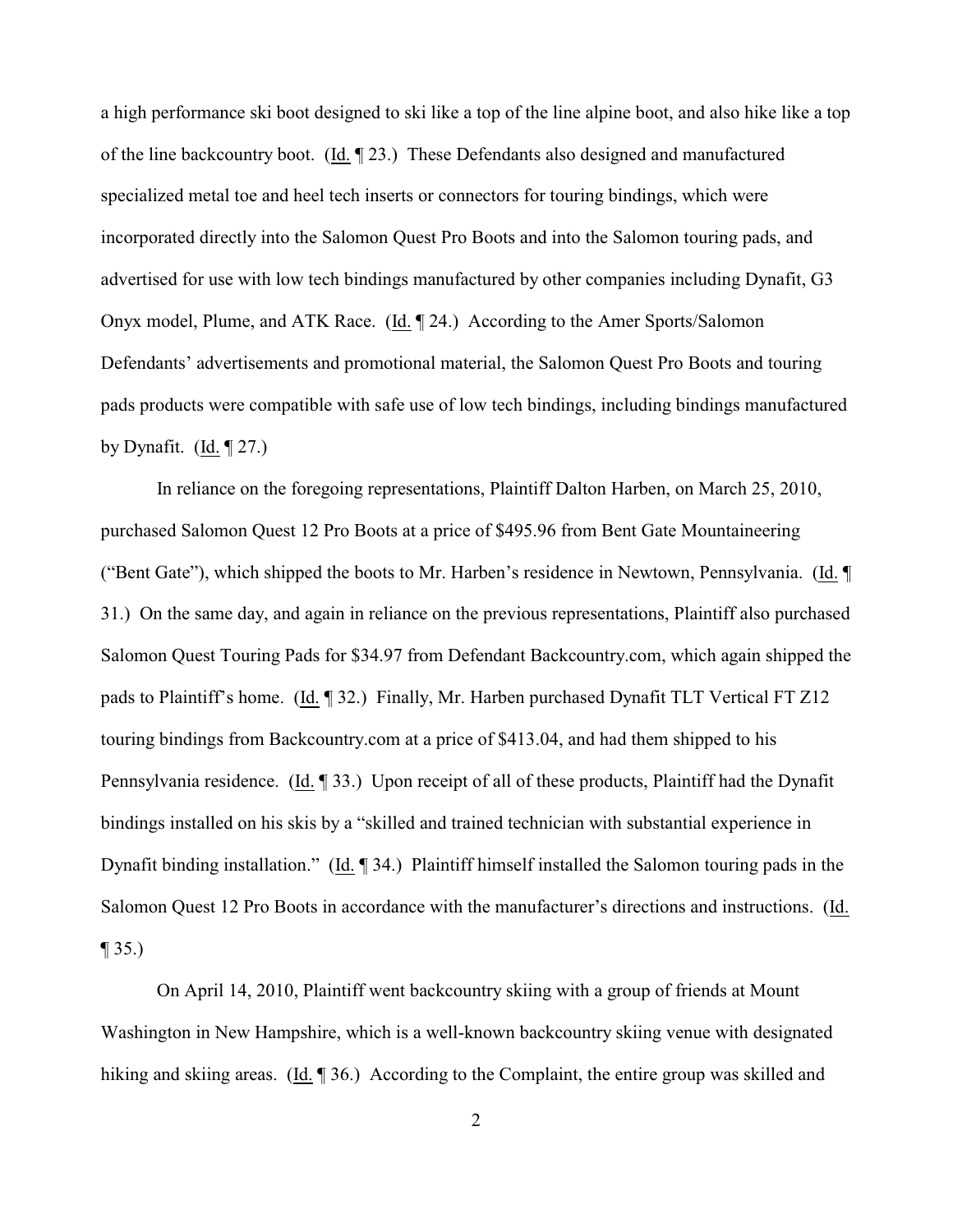a high performance ski boot designed to ski like a top of the line alpine boot, and also hike like a top of the line backcountry boot. (Id. ¶ 23.) These Defendants also designed and manufactured specialized metal toe and heel tech inserts or connectors for touring bindings, which were incorporated directly into the Salomon Quest Pro Boots and into the Salomon touring pads, and advertised for use with low tech bindings manufactured by other companies including Dynafit, G3 Onyx model, Plume, and ATK Race. (Id. ¶ 24.) According to the Amer Sports/Salomon Defendants' advertisements and promotional material, the Salomon Quest Pro Boots and touring pads products were compatible with safe use of low tech bindings, including bindings manufactured by Dynafit. (Id. ¶ 27.)

In reliance on the foregoing representations, Plaintiff Dalton Harben, on March 25, 2010, purchased Salomon Quest 12 Pro Boots at a price of $495.96 from Bent Gate Mountaineering ("Bent Gate"), which shipped the boots to Mr. Harben's residence in Newtown, Pennsylvania. (Id. ¶ 31.) On the same day, and again in reliance on the previous representations, Plaintiff also purchased Salomon Quest Touring Pads for $34.97 from Defendant Backcountry.com, which again shipped the pads to Plaintiff's home. (Id. ¶ 32.) Finally, Mr. Harben purchased Dynafit TLT Vertical FT Z12 touring bindings from Backcountry.com at a price of $413.04, and had them shipped to his Pennsylvania residence. (Id. ¶ 33.) Upon receipt of all of these products, Plaintiff had the Dynafit bindings installed on his skis by a "skilled and trained technician with substantial experience in Dynafit binding installation." (Id. ¶ 34.) Plaintiff himself installed the Salomon touring pads in the Salomon Quest 12 Pro Boots in accordance with the manufacturer's directions and instructions. (Id. ¶ 35.)

On April 14, 2010, Plaintiff went backcountry skiing with a group of friends at Mount Washington in New Hampshire, which is a well-known backcountry skiing venue with designated hiking and skiing areas. (Id. ¶ 36.) According to the Complaint, the entire group was skilled and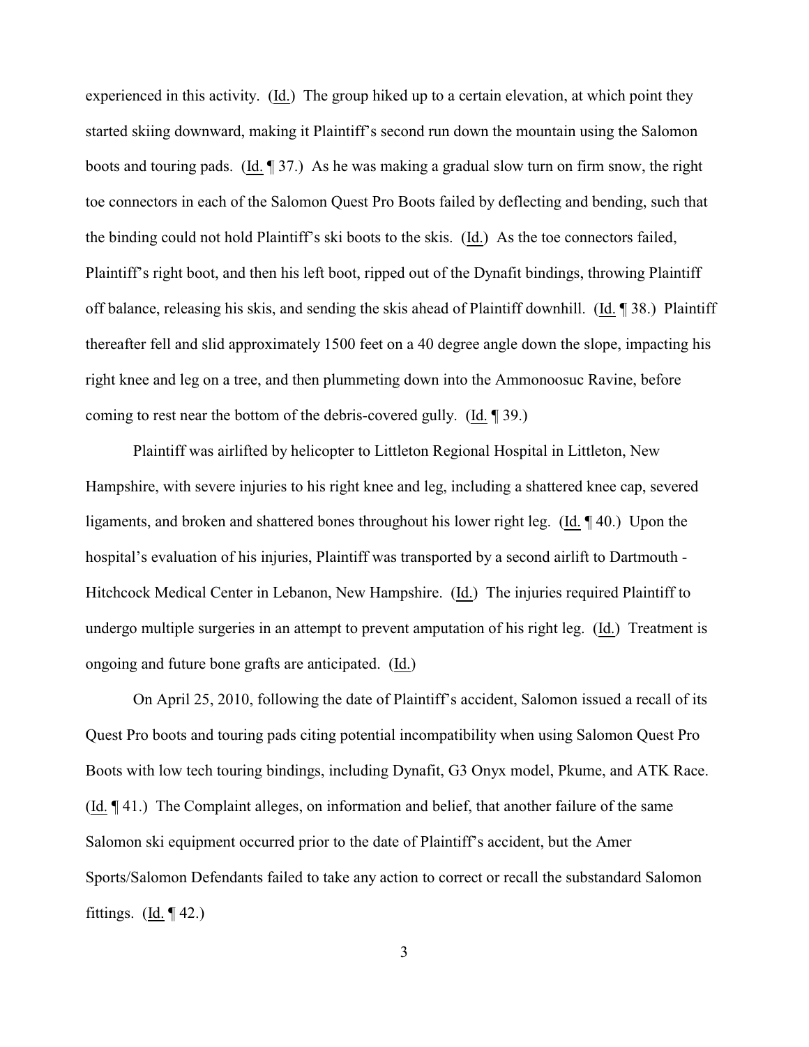experienced in this activity. (Id.) The group hiked up to a certain elevation, at which point they started skiing downward, making it Plaintiff's second run down the mountain using the Salomon boots and touring pads. (Id. ¶ 37.) As he was making a gradual slow turn on firm snow, the right toe connectors in each of the Salomon Quest Pro Boots failed by deflecting and bending, such that the binding could not hold Plaintiff's ski boots to the skis. (Id.) As the toe connectors failed, Plaintiff's right boot, and then his left boot, ripped out of the Dynafit bindings, throwing Plaintiff off balance, releasing his skis, and sending the skis ahead of Plaintiff downhill. (Id. ¶ 38.) Plaintiff thereafter fell and slid approximately 1500 feet on a 40 degree angle down the slope, impacting his right knee and leg on a tree, and then plummeting down into the Ammonoosuc Ravine, before coming to rest near the bottom of the debris-covered gully. (Id. ¶ 39.)

Plaintiff was airlifted by helicopter to Littleton Regional Hospital in Littleton, New Hampshire, with severe injuries to his right knee and leg, including a shattered knee cap, severed ligaments, and broken and shattered bones throughout his lower right leg. (Id. ¶ 40.) Upon the hospital's evaluation of his injuries, Plaintiff was transported by a second airlift to Dartmouth - Hitchcock Medical Center in Lebanon, New Hampshire. (Id.) The injuries required Plaintiff to undergo multiple surgeries in an attempt to prevent amputation of his right leg. (Id.) Treatment is ongoing and future bone grafts are anticipated. (Id.)

On April 25, 2010, following the date of Plaintiff's accident, Salomon issued a recall of its Quest Pro boots and touring pads citing potential incompatibility when using Salomon Quest Pro Boots with low tech touring bindings, including Dynafit, G3 Onyx model, Pkume, and ATK Race. (Id. ¶ 41.) The Complaint alleges, on information and belief, that another failure of the same Salomon ski equipment occurred prior to the date of Plaintiff's accident, but the Amer Sports/Salomon Defendants failed to take any action to correct or recall the substandard Salomon fittings. (Id. ¶ 42.)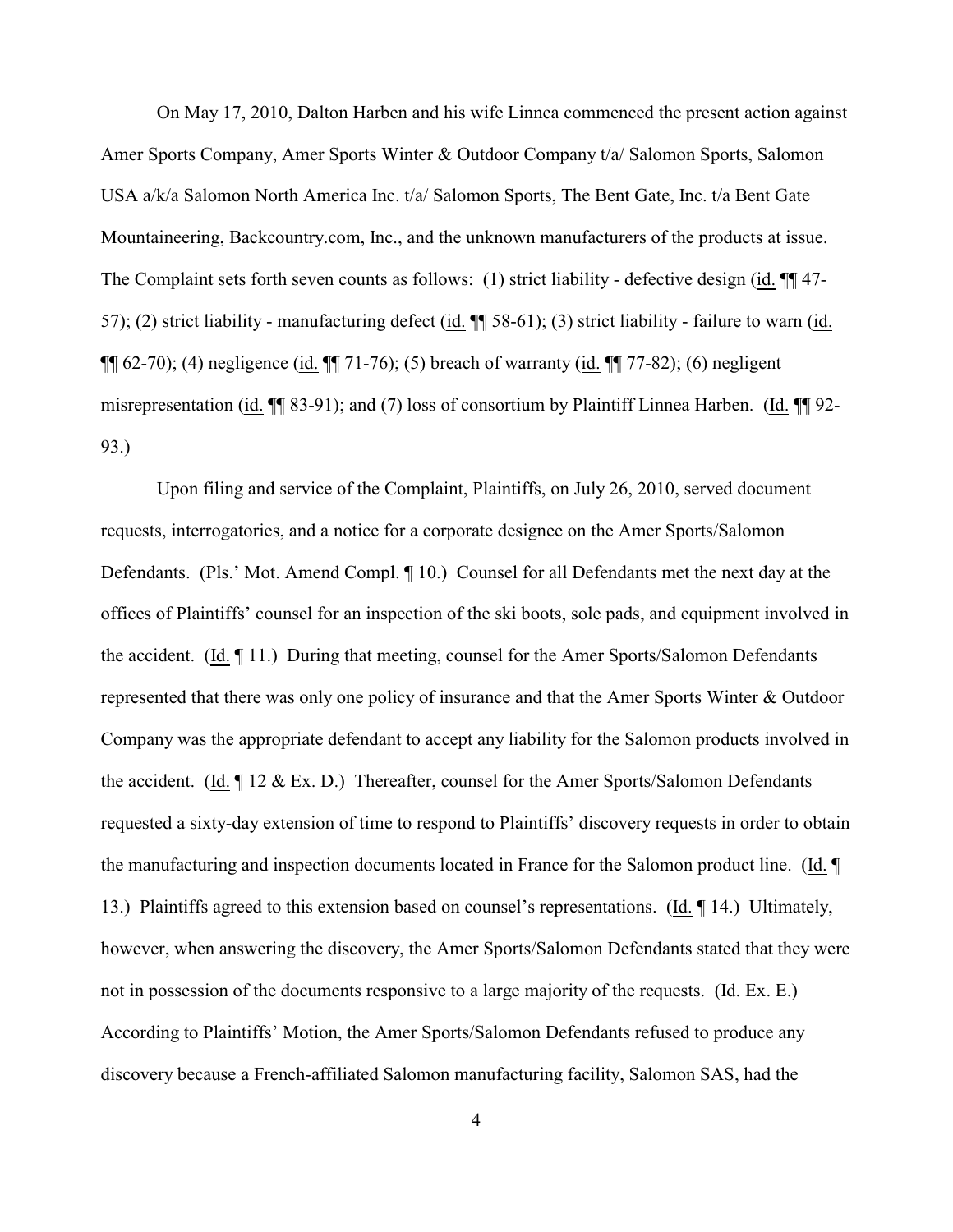On May 17, 2010, Dalton Harben and his wife Linnea commenced the present action against Amer Sports Company, Amer Sports Winter & Outdoor Company t/a/ Salomon Sports, Salomon USA a/k/a Salomon North America Inc. t/a/ Salomon Sports, The Bent Gate, Inc. t/a Bent Gate Mountaineering, Backcountry.com, Inc., and the unknown manufacturers of the products at issue. The Complaint sets forth seven counts as follows: (1) strict liability - defective design (id. ¶¶ 47-57); (2) strict liability - manufacturing defect (id. ¶¶ 58-61); (3) strict liability - failure to warn (id. ¶¶ 62-70); (4) negligence (id. ¶¶ 71-76); (5) breach of warranty (id. ¶¶ 77-82); (6) negligent misrepresentation (id. ¶¶ 83-91); and (7) loss of consortium by Plaintiff Linnea Harben. (Id. ¶¶ 92-93.)

Upon filing and service of the Complaint, Plaintiffs, on July 26, 2010, served document requests, interrogatories, and a notice for a corporate designee on the Amer Sports/Salomon Defendants. (Pls.' Mot. Amend Compl. ¶ 10.) Counsel for all Defendants met the next day at the offices of Plaintiffs' counsel for an inspection of the ski boots, sole pads, and equipment involved in the accident. (Id. ¶ 11.) During that meeting, counsel for the Amer Sports/Salomon Defendants represented that there was only one policy of insurance and that the Amer Sports Winter & Outdoor Company was the appropriate defendant to accept any liability for the Salomon products involved in the accident. (Id. ¶ 12 & Ex. D.) Thereafter, counsel for the Amer Sports/Salomon Defendants requested a sixty-day extension of time to respond to Plaintiffs' discovery requests in order to obtain the manufacturing and inspection documents located in France for the Salomon product line. (Id. ¶ 13.) Plaintiffs agreed to this extension based on counsel's representations. (Id. ¶ 14.) Ultimately, however, when answering the discovery, the Amer Sports/Salomon Defendants stated that they were not in possession of the documents responsive to a large majority of the requests. (Id. Ex. E.) According to Plaintiffs' Motion, the Amer Sports/Salomon Defendants refused to produce any discovery because a French-affiliated Salomon manufacturing facility, Salomon SAS, had the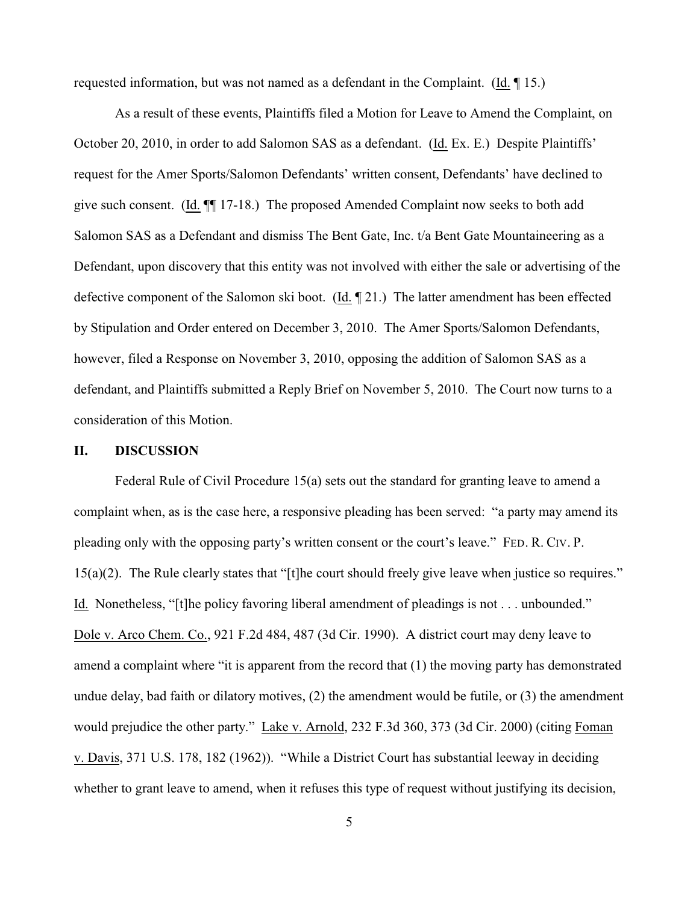requested information, but was not named as a defendant in the Complaint. (Id. ¶ 15.)

As a result of these events, Plaintiffs filed a Motion for Leave to Amend the Complaint, on October 20, 2010, in order to add Salomon SAS as a defendant. (Id. Ex. E.) Despite Plaintiffs' request for the Amer Sports/Salomon Defendants' written consent, Defendants' have declined to give such consent. (Id. ¶¶ 17-18.) The proposed Amended Complaint now seeks to both add Salomon SAS as a Defendant and dismiss The Bent Gate, Inc. t/a Bent Gate Mountaineering as a Defendant, upon discovery that this entity was not involved with either the sale or advertising of the defective component of the Salomon ski boot. (Id. ¶ 21.) The latter amendment has been effected by Stipulation and Order entered on December 3, 2010. The Amer Sports/Salomon Defendants, however, filed a Response on November 3, 2010, opposing the addition of Salomon SAS as a defendant, and Plaintiffs submitted a Reply Brief on November 5, 2010. The Court now turns to a consideration of this Motion.

## II. DISCUSSION

Federal Rule of Civil Procedure 15(a) sets out the standard for granting leave to amend a complaint when, as is the case here, a responsive pleading has been served: "a party may amend its pleading only with the opposing party's written consent or the court's leave." FED. R. CIV. P. 15(a)(2). The Rule clearly states that "[t]he court should freely give leave when justice so requires." Id. Nonetheless, "[t]he policy favoring liberal amendment of pleadings is not . . . unbounded." Dole v. Arco Chem. Co., 921 F.2d 484, 487 (3d Cir. 1990). A district court may deny leave to amend a complaint where "it is apparent from the record that (1) the moving party has demonstrated undue delay, bad faith or dilatory motives, (2) the amendment would be futile, or (3) the amendment would prejudice the other party." Lake v. Arnold, 232 F.3d 360, 373 (3d Cir. 2000) (citing Foman v. Davis, 371 U.S. 178, 182 (1962)). "While a District Court has substantial leeway in deciding whether to grant leave to amend, when it refuses this type of request without justifying its decision,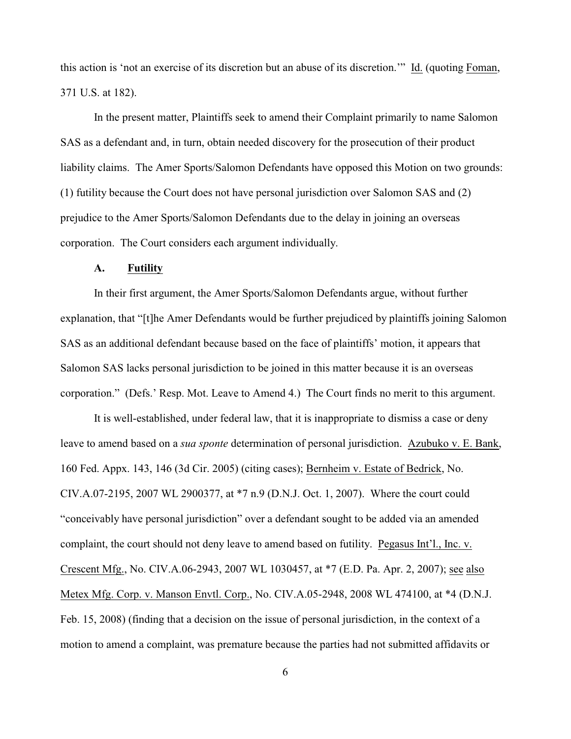this action is 'not an exercise of its discretion but an abuse of its discretion.'" Id. (quoting Foman, 371 U.S. at 182).

In the present matter, Plaintiffs seek to amend their Complaint primarily to name Salomon SAS as a defendant and, in turn, obtain needed discovery for the prosecution of their product liability claims. The Amer Sports/Salomon Defendants have opposed this Motion on two grounds: (1) futility because the Court does not have personal jurisdiction over Salomon SAS and (2) prejudice to the Amer Sports/Salomon Defendants due to the delay in joining an overseas corporation. The Court considers each argument individually.

### A. Futility

In their first argument, the Amer Sports/Salomon Defendants argue, without further explanation, that "[t]he Amer Defendants would be further prejudiced by plaintiffs joining Salomon SAS as an additional defendant because based on the face of plaintiffs' motion, it appears that Salomon SAS lacks personal jurisdiction to be joined in this matter because it is an overseas corporation." (Defs.' Resp. Mot. Leave to Amend 4.) The Court finds no merit to this argument.

It is well-established, under federal law, that it is inappropriate to dismiss a case or deny leave to amend based on a *sua sponte* determination of personal jurisdiction. Azubuko v. E. Bank, 160 Fed. Appx. 143, 146 (3d Cir. 2005) (citing cases); Bernheim v. Estate of Bedrick, No. CIV.A.07-2195, 2007 WL 2900377, at *7 n.9 (D.N.J. Oct. 1, 2007). Where the court could "conceivably have personal jurisdiction" over a defendant sought to be added via an amended complaint, the court should not deny leave to amend based on futility. Pegasus Int'l., Inc. v. Crescent Mfg., No. CIV.A.06-2943, 2007 WL 1030457, at *7 (E.D. Pa. Apr. 2, 2007); see also Metex Mfg. Corp. v. Manson Envtl. Corp., No. CIV.A.05-2948, 2008 WL 474100, at *4 (D.N.J. Feb. 15, 2008) (finding that a decision on the issue of personal jurisdiction, in the context of a motion to amend a complaint, was premature because the parties had not submitted affidavits or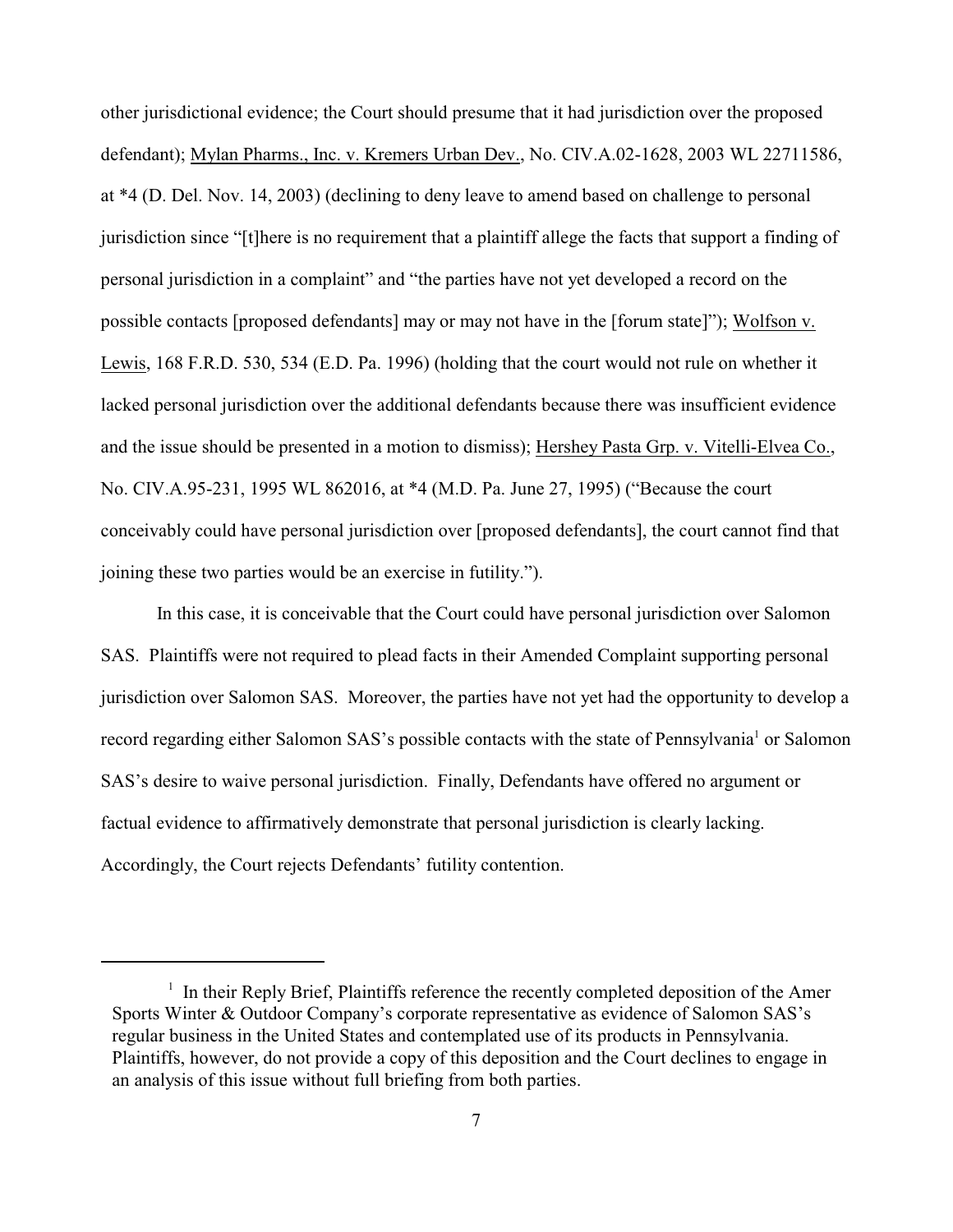other jurisdictional evidence; the Court should presume that it had jurisdiction over the proposed defendant); Mylan Pharms., Inc. v. Kremers Urban Dev., No. CIV.A.02-1628, 2003 WL 22711586, at *4 (D. Del. Nov. 14, 2003) (declining to deny leave to amend based on challenge to personal jurisdiction since "[t]here is no requirement that a plaintiff allege the facts that support a finding of personal jurisdiction in a complaint" and "the parties have not yet developed a record on the possible contacts [proposed defendants] may or may not have in the [forum state]"); Wolfson v. Lewis, 168 F.R.D. 530, 534 (E.D. Pa. 1996) (holding that the court would not rule on whether it lacked personal jurisdiction over the additional defendants because there was insufficient evidence and the issue should be presented in a motion to dismiss); Hershey Pasta Grp. v. Vitelli-Elvea Co., No. CIV.A.95-231, 1995 WL 862016, at *4 (M.D. Pa. June 27, 1995) ("Because the court conceivably could have personal jurisdiction over [proposed defendants], the court cannot find that joining these two parties would be an exercise in futility.").

In this case, it is conceivable that the Court could have personal jurisdiction over Salomon SAS. Plaintiffs were not required to plead facts in their Amended Complaint supporting personal jurisdiction over Salomon SAS. Moreover, the parties have not yet had the opportunity to develop a record regarding either Salomon SAS's possible contacts with the state of Pennsylvania[1] or Salomon SAS's desire to waive personal jurisdiction. Finally, Defendants have offered no argument or factual evidence to affirmatively demonstrate that personal jurisdiction is clearly lacking. Accordingly, the Court rejects Defendants' futility contention.

[1] In their Reply Brief, Plaintiffs reference the recently completed deposition of the Amer Sports Winter & Outdoor Company's corporate representative as evidence of Salomon SAS's regular business in the United States and contemplated use of its products in Pennsylvania. Plaintiffs, however, do not provide a copy of this deposition and the Court declines to engage in an analysis of this issue without full briefing from both parties.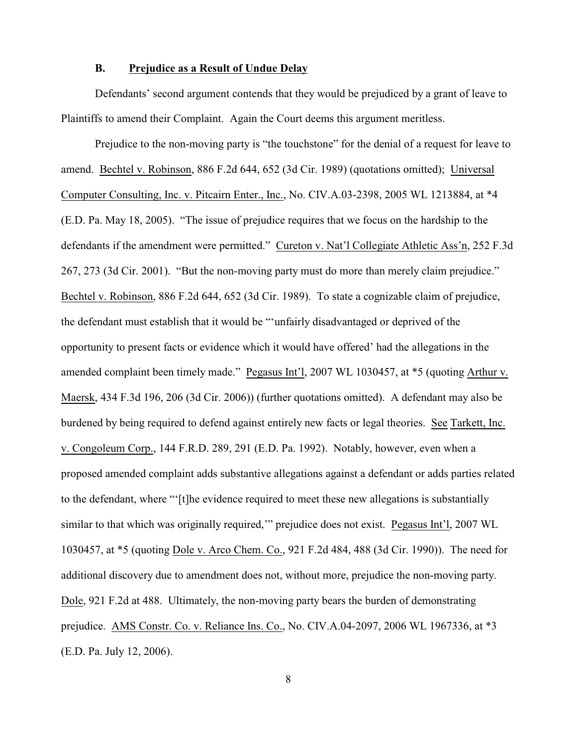### B. Prejudice as a Result of Undue Delay

Defendants' second argument contends that they would be prejudiced by a grant of leave to Plaintiffs to amend their Complaint. Again the Court deems this argument meritless.

Prejudice to the non-moving party is "the touchstone" for the denial of a request for leave to amend. Bechtel v. Robinson, 886 F.2d 644, 652 (3d Cir. 1989) (quotations omitted); Universal Computer Consulting, Inc. v. Pitcairn Enter., Inc., No. CIV.A.03-2398, 2005 WL 1213884, at *4 (E.D. Pa. May 18, 2005). "The issue of prejudice requires that we focus on the hardship to the defendants if the amendment were permitted." Cureton v. Nat'l Collegiate Athletic Ass'n, 252 F.3d 267, 273 (3d Cir. 2001). "But the non-moving party must do more than merely claim prejudice." Bechtel v. Robinson, 886 F.2d 644, 652 (3d Cir. 1989). To state a cognizable claim of prejudice, the defendant must establish that it would be "'unfairly disadvantaged or deprived of the opportunity to present facts or evidence which it would have offered' had the allegations in the amended complaint been timely made." Pegasus Int'l, 2007 WL 1030457, at *5 (quoting Arthur v. Maersk, 434 F.3d 196, 206 (3d Cir. 2006)) (further quotations omitted). A defendant may also be burdened by being required to defend against entirely new facts or legal theories. See Tarkett, Inc. v. Congoleum Corp., 144 F.R.D. 289, 291 (E.D. Pa. 1992). Notably, however, even when a proposed amended complaint adds substantive allegations against a defendant or adds parties related to the defendant, where "'[t]he evidence required to meet these new allegations is substantially similar to that which was originally required,'" prejudice does not exist. Pegasus Int'l, 2007 WL 1030457, at *5 (quoting Dole v. Arco Chem. Co., 921 F.2d 484, 488 (3d Cir. 1990)). The need for additional discovery due to amendment does not, without more, prejudice the non-moving party. Dole, 921 F.2d at 488. Ultimately, the non-moving party bears the burden of demonstrating prejudice. AMS Constr. Co. v. Reliance Ins. Co., No. CIV.A.04-2097, 2006 WL 1967336, at *3 (E.D. Pa. July 12, 2006).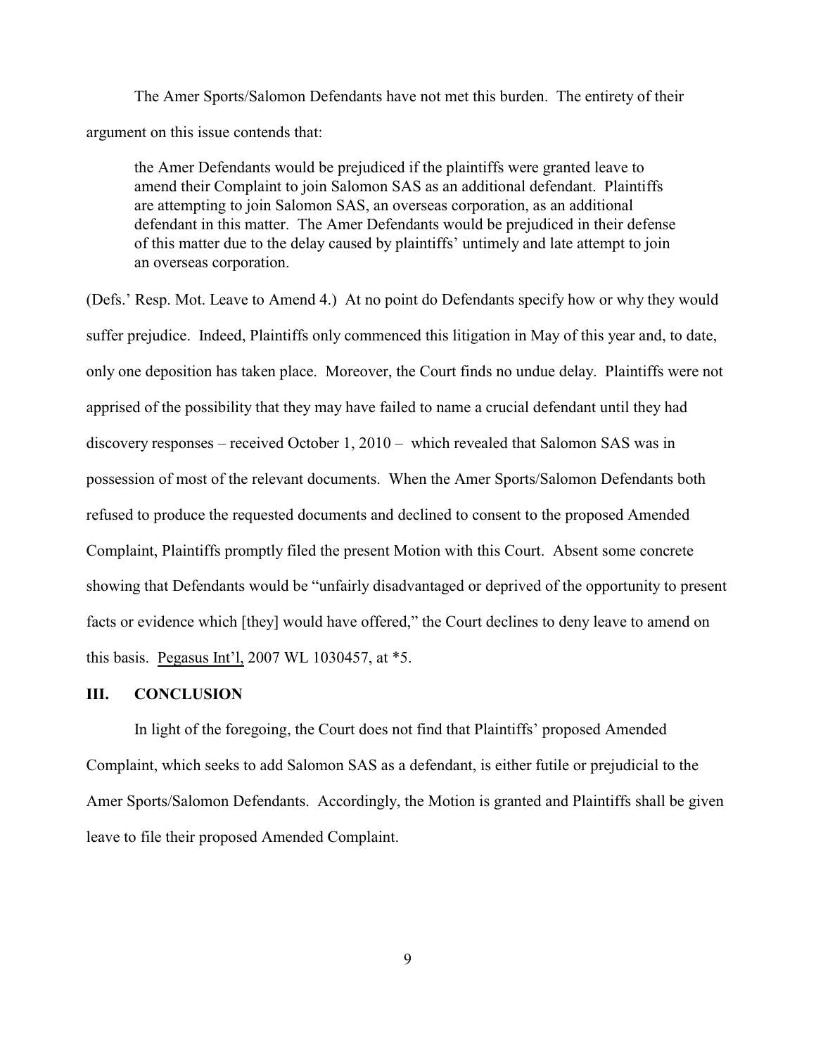The Amer Sports/Salomon Defendants have not met this burden. The entirety of their argument on this issue contends that:

> the Amer Defendants would be prejudiced if the plaintiffs were granted leave to amend their Complaint to join Salomon SAS as an additional defendant. Plaintiffs are attempting to join Salomon SAS, an overseas corporation, as an additional defendant in this matter. The Amer Defendants would be prejudiced in their defense of this matter due to the delay caused by plaintiffs' untimely and late attempt to join an overseas corporation.

(Defs.' Resp. Mot. Leave to Amend 4.) At no point do Defendants specify how or why they would suffer prejudice. Indeed, Plaintiffs only commenced this litigation in May of this year and, to date, only one deposition has taken place. Moreover, the Court finds no undue delay. Plaintiffs were not apprised of the possibility that they may have failed to name a crucial defendant until they had discovery responses – received October 1, 2010 – which revealed that Salomon SAS was in possession of most of the relevant documents. When the Amer Sports/Salomon Defendants both refused to produce the requested documents and declined to consent to the proposed Amended Complaint, Plaintiffs promptly filed the present Motion with this Court. Absent some concrete showing that Defendants would be "unfairly disadvantaged or deprived of the opportunity to present facts or evidence which [they] would have offered," the Court declines to deny leave to amend on this basis. Pegasus Int'l, 2007 WL 1030457, at *5.

## III. CONCLUSION

In light of the foregoing, the Court does not find that Plaintiffs' proposed Amended Complaint, which seeks to add Salomon SAS as a defendant, is either futile or prejudicial to the Amer Sports/Salomon Defendants. Accordingly, the Motion is granted and Plaintiffs shall be given leave to file their proposed Amended Complaint.